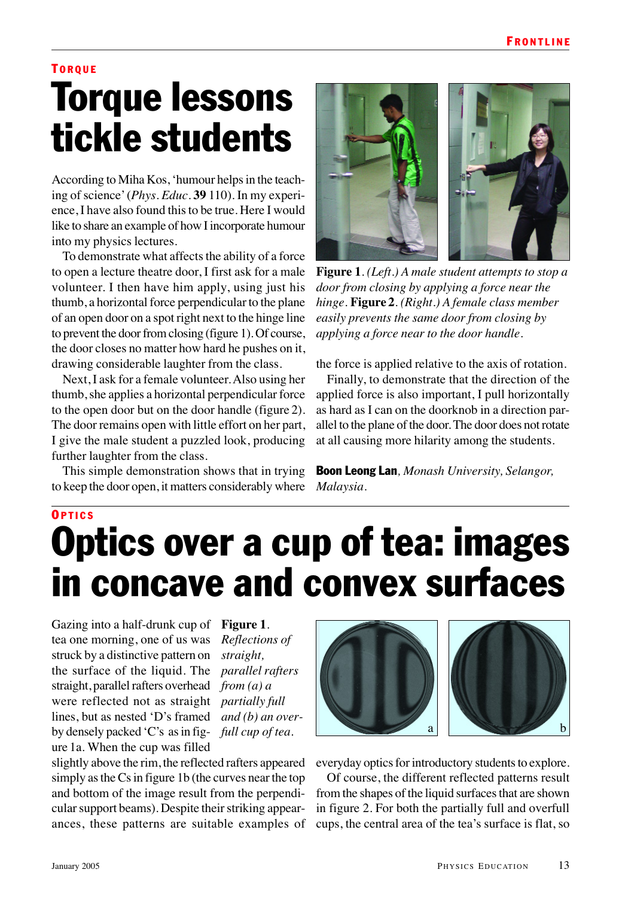# TORQUE

# Torque lessons tickle students

According to Miha Kos, 'humour helps in the teaching of science' (*Phys. Educ.* **39** 110). In my experience, I have also found this to be true. Here I would like to share an example of how I incorporate humour into my physics lectures.

To demonstrate what affects the ability of a force to open a lecture theatre door, I first ask for a male volunteer. I then have him apply, using just his thumb, a horizontal force perpendicular to the plane of an open door on a spot right next to the hinge line to prevent the door from closing (figure 1). Of course, the door closes no matter how hard he pushes on it, drawing considerable laughter from the class.

Next, I ask for a female volunteer. Also using her thumb, she applies a horizontal perpendicular force to the open door but on the door handle (figure 2). The door remains open with little effort on her part, I give the male student a puzzled look, producing further laughter from the class.

This simple demonstration shows that in trying to keep the door open, it matters considerably where the force is applied relative to the axis of rotation.

**Figure 1**. *(Left.) A male student attempts to stop a door from closing by applying a force near the hinge.* **Figure 2**. *(Right.) A female class member easily prevents the same door from closing by applying a force near to the door handle.*

Finally, to demonstrate that the direction of the applied force is also important, I pull horizontally as hard as I can on the doorknob in a direction parallel to the plane of the door. The door does not rotate at all causing more hilarity among the students.

**Boon Leong Lan**, *Monash University, Selangor, Malaysia.*

# OPTICS

# Optics over a cup of tea: images in concave and convex surfaces

Gazing into a half-drunk cup of tea one morning, one of us was struck by a distinctive pattern on the surface of the liquid. The straight, parallel rafters overhead were reflected not as straight lines, but as nested 'D's framed by densely packed 'C's as in figure 1a. When the cup was filled slightly above the rim, the reflected rafters appeared simply as the Cs in figure 1b (the curves near the top and bottom of the image result from the perpendicular support beams). Despite their striking appearances, these patterns are suitable examples of everyday optics for introductory students to explore.

**Figure 1**. *Reflections of straight, parallel rafters from (a) a partially full and (b) an over-full cup of tea.*

Of course, the different reflected patterns result from the shapes of the liquid surfaces that are shown in figure 2. For both the partially full and overfull cups, the central area of the tea's surface is flat, so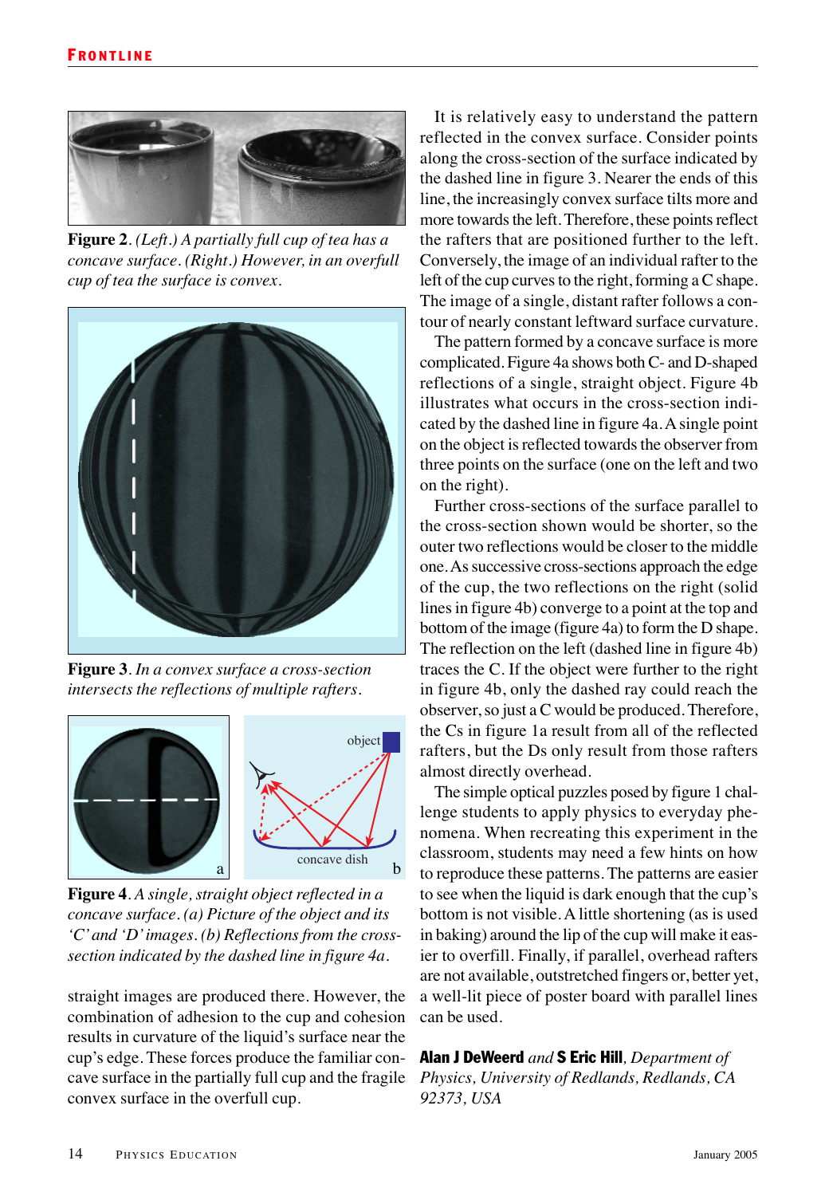**Figure 2**. *(Left.) A partially full cup of tea has a concave surface. (Right.) However, in an overfull cup of tea the surface is convex.*

**Figure 3**. *In a convex surface a cross-section intersects the reflections of multiple rafters.*

a

object

concave dish

b

**Figure 4**. *A single, straight object reflected in a concave surface. (a) Picture of the object and its 'C' and 'D' images. (b) Reflections from the cross-section indicated by the dashed line in figure 4a.*

straight images are produced there. However, the combination of adhesion to the cup and cohesion results in curvature of the liquid's surface near the cup's edge. These forces produce the familiar concave surface in the partially full cup and the fragile convex surface in the overfull cup.

It is relatively easy to understand the pattern reflected in the convex surface. Consider points along the cross-section of the surface indicated by the dashed line in figure 3. Nearer the ends of this line, the increasingly convex surface tilts more and more towards the left. Therefore, these points reflect the rafters that are positioned further to the left. Conversely, the image of an individual rafter to the left of the cup curves to the right, forming a C shape. The image of a single, distant rafter follows a contour of nearly constant leftward surface curvature.

The pattern formed by a concave surface is more complicated. Figure 4a shows both C- and D-shaped reflections of a single, straight object. Figure 4b illustrates what occurs in the cross-section indicated by the dashed line in figure 4a. A single point on the object is reflected towards the observer from three points on the surface (one on the left and two on the right).

Further cross-sections of the surface parallel to the cross-section shown would be shorter, so the outer two reflections would be closer to the middle one. As successive cross-sections approach the edge of the cup, the two reflections on the right (solid lines in figure 4b) converge to a point at the top and bottom of the image (figure 4a) to form the D shape. The reflection on the left (dashed line in figure 4b) traces the C. If the object were further to the right in figure 4b, only the dashed ray could reach the observer, so just a C would be produced. Therefore, the Cs in figure 1a result from all of the reflected rafters, but the Ds only result from those rafters almost directly overhead.

The simple optical puzzles posed by figure 1 challenge students to apply physics to everyday phenomena. When recreating this experiment in the classroom, students may need a few hints on how to reproduce these patterns. The patterns are easier to see when the liquid is dark enough that the cup's bottom is not visible. A little shortening (as is used in baking) around the lip of the cup will make it easier to overfill. Finally, if parallel, overhead rafters are not available, outstretched fingers or, better yet, a well-lit piece of poster board with parallel lines can be used.

**Alan J DeWeerd** *and* **S Eric Hill**, *Department of Physics, University of Redlands, Redlands, CA 92373, USA*